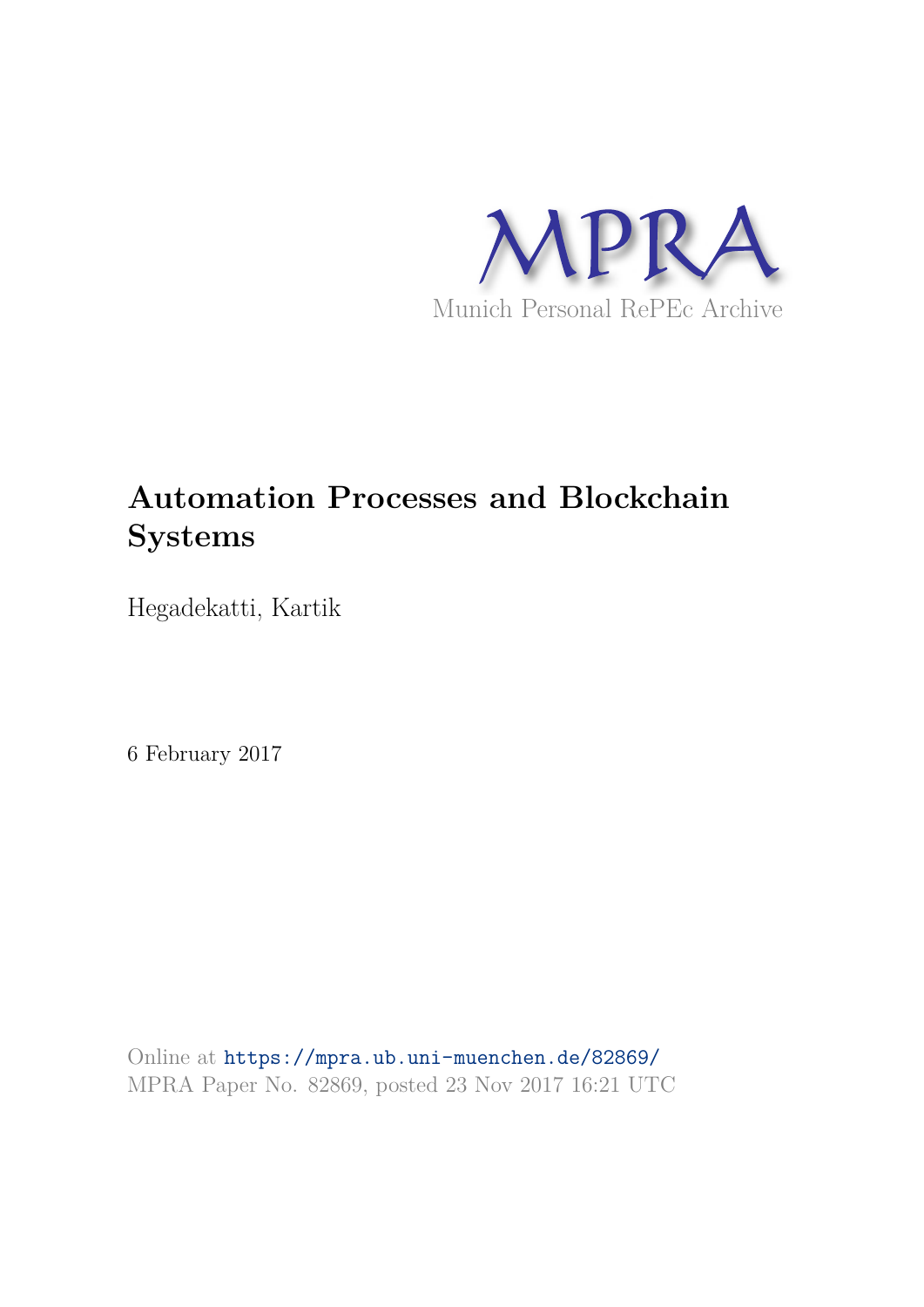MPRA

Munich Personal RePEc Archive

# Automation Processes and Blockchain Systems

Hegadekatti, Kartik

6 February 2017

Online at https://mpra.ub.uni-muenchen.de/82869/
MPRA Paper No. 82869, posted 23 Nov 2017 16:21 UTC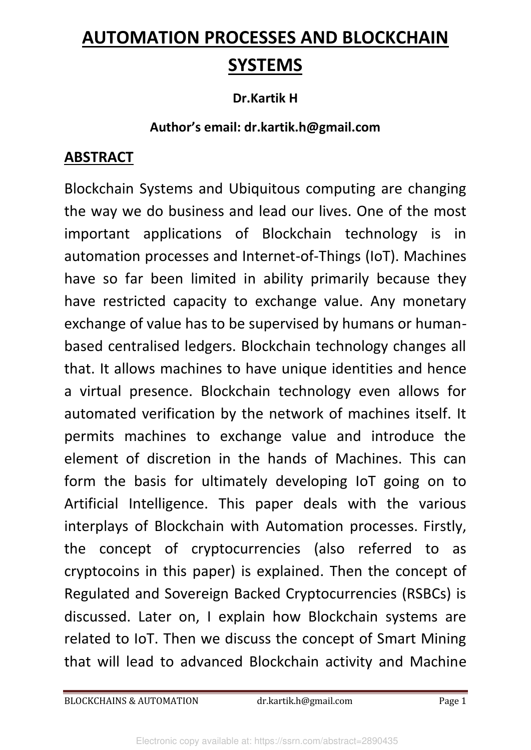# AUTOMATION PROCESSES AND BLOCKCHAIN SYSTEMS

**Dr.Kartik H**

**Author's email: dr.kartik.h@gmail.com**

## ABSTRACT

Blockchain Systems and Ubiquitous computing are changing the way we do business and lead our lives. One of the most important applications of Blockchain technology is in automation processes and Internet-of-Things (IoT). Machines have so far been limited in ability primarily because they have restricted capacity to exchange value. Any monetary exchange of value has to be supervised by humans or human-based centralised ledgers. Blockchain technology changes all that. It allows machines to have unique identities and hence a virtual presence. Blockchain technology even allows for automated verification by the network of machines itself. It permits machines to exchange value and introduce the element of discretion in the hands of Machines. This can form the basis for ultimately developing IoT going on to Artificial Intelligence. This paper deals with the various interplays of Blockchain with Automation processes. Firstly, the concept of cryptocurrencies (also referred to as cryptocoins in this paper) is explained. Then the concept of Regulated and Sovereign Backed Cryptocurrencies (RSBCs) is discussed. Later on, I explain how Blockchain systems are related to IoT. Then we discuss the concept of Smart Mining that will lead to advanced Blockchain activity and Machine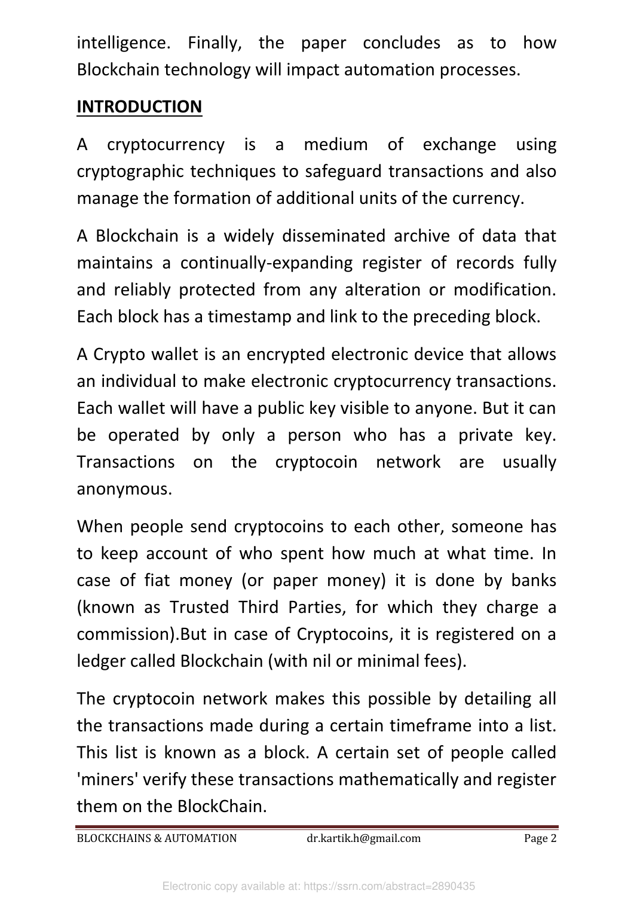intelligence. Finally, the paper concludes as to how Blockchain technology will impact automation processes.

## INTRODUCTION

A cryptocurrency is a medium of exchange using cryptographic techniques to safeguard transactions and also manage the formation of additional units of the currency.

A Blockchain is a widely disseminated archive of data that maintains a continually-expanding register of records fully and reliably protected from any alteration or modification. Each block has a timestamp and link to the preceding block.

A Crypto wallet is an encrypted electronic device that allows an individual to make electronic cryptocurrency transactions. Each wallet will have a public key visible to anyone. But it can be operated by only a person who has a private key. Transactions on the cryptocoin network are usually anonymous.

When people send cryptocoins to each other, someone has to keep account of who spent how much at what time. In case of fiat money (or paper money) it is done by banks (known as Trusted Third Parties, for which they charge a commission).But in case of Cryptocoins, it is registered on a ledger called Blockchain (with nil or minimal fees).

The cryptocoin network makes this possible by detailing all the transactions made during a certain timeframe into a list. This list is known as a block. A certain set of people called 'miners' verify these transactions mathematically and register them on the BlockChain.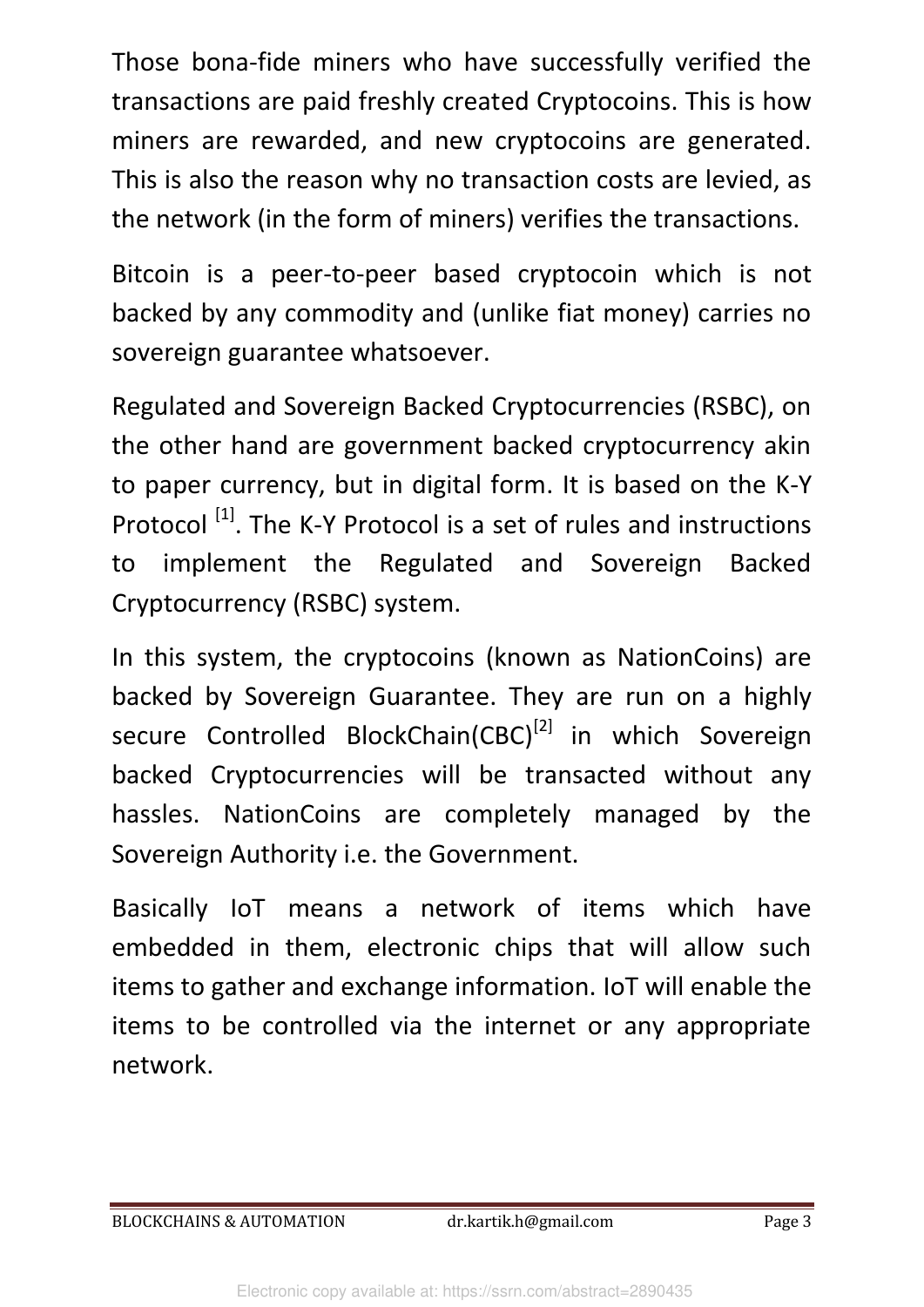Those bona-fide miners who have successfully verified the transactions are paid freshly created Cryptocoins. This is how miners are rewarded, and new cryptocoins are generated. This is also the reason why no transaction costs are levied, as the network (in the form of miners) verifies the transactions.

Bitcoin is a peer-to-peer based cryptocoin which is not backed by any commodity and (unlike fiat money) carries no sovereign guarantee whatsoever.

Regulated and Sovereign Backed Cryptocurrencies (RSBC), on the other hand are government backed cryptocurrency akin to paper currency, but in digital form. It is based on the K-Y Protocol [1]. The K-Y Protocol is a set of rules and instructions to implement the Regulated and Sovereign Backed Cryptocurrency (RSBC) system.

In this system, the cryptocoins (known as NationCoins) are backed by Sovereign Guarantee. They are run on a highly secure Controlled BlockChain(CBC)[2] in which Sovereign backed Cryptocurrencies will be transacted without any hassles. NationCoins are completely managed by the Sovereign Authority i.e. the Government.

Basically IoT means a network of items which have embedded in them, electronic chips that will allow such items to gather and exchange information. IoT will enable the items to be controlled via the internet or any appropriate network.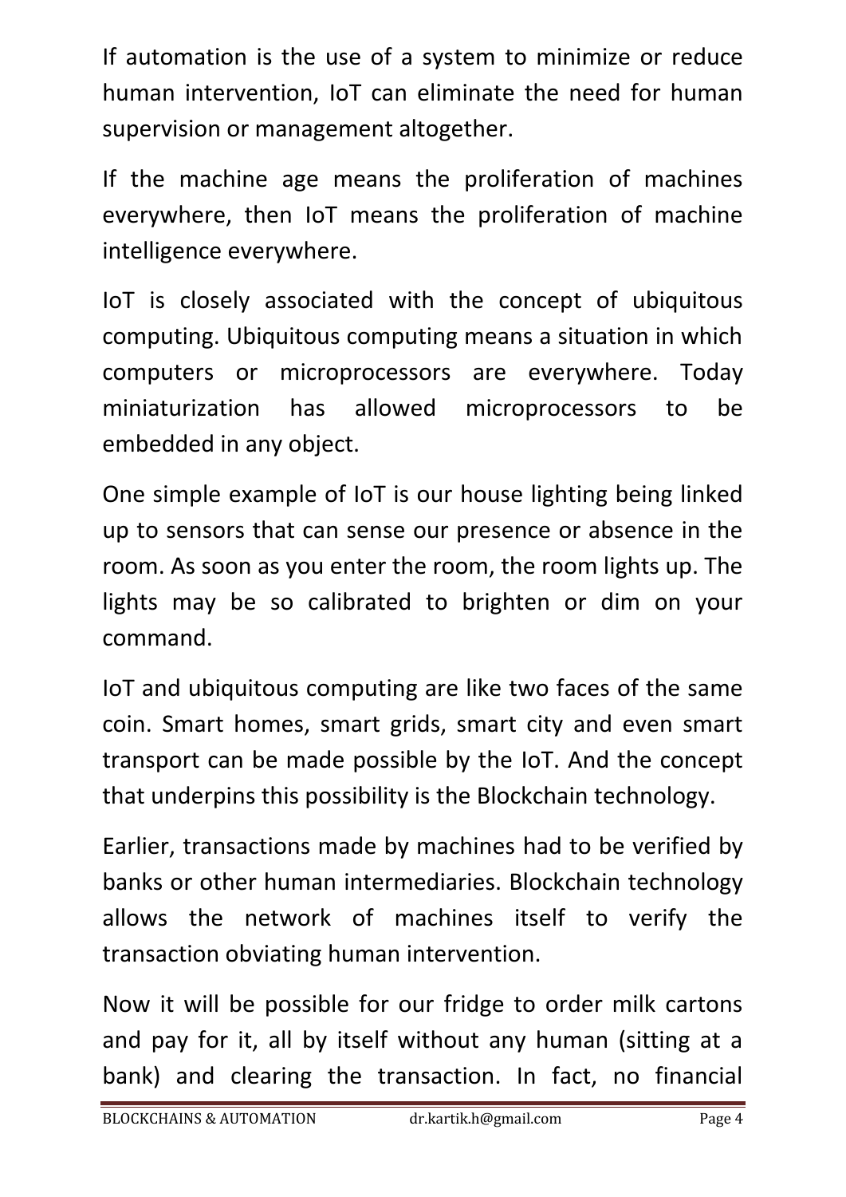If automation is the use of a system to minimize or reduce human intervention, IoT can eliminate the need for human supervision or management altogether.

If the machine age means the proliferation of machines everywhere, then IoT means the proliferation of machine intelligence everywhere.

IoT is closely associated with the concept of ubiquitous computing. Ubiquitous computing means a situation in which computers or microprocessors are everywhere. Today miniaturization has allowed microprocessors to be embedded in any object.

One simple example of IoT is our house lighting being linked up to sensors that can sense our presence or absence in the room. As soon as you enter the room, the room lights up. The lights may be so calibrated to brighten or dim on your command.

IoT and ubiquitous computing are like two faces of the same coin. Smart homes, smart grids, smart city and even smart transport can be made possible by the IoT. And the concept that underpins this possibility is the Blockchain technology.

Earlier, transactions made by machines had to be verified by banks or other human intermediaries. Blockchain technology allows the network of machines itself to verify the transaction obviating human intervention.

Now it will be possible for our fridge to order milk cartons and pay for it, all by itself without any human (sitting at a bank) and clearing the transaction. In fact, no financial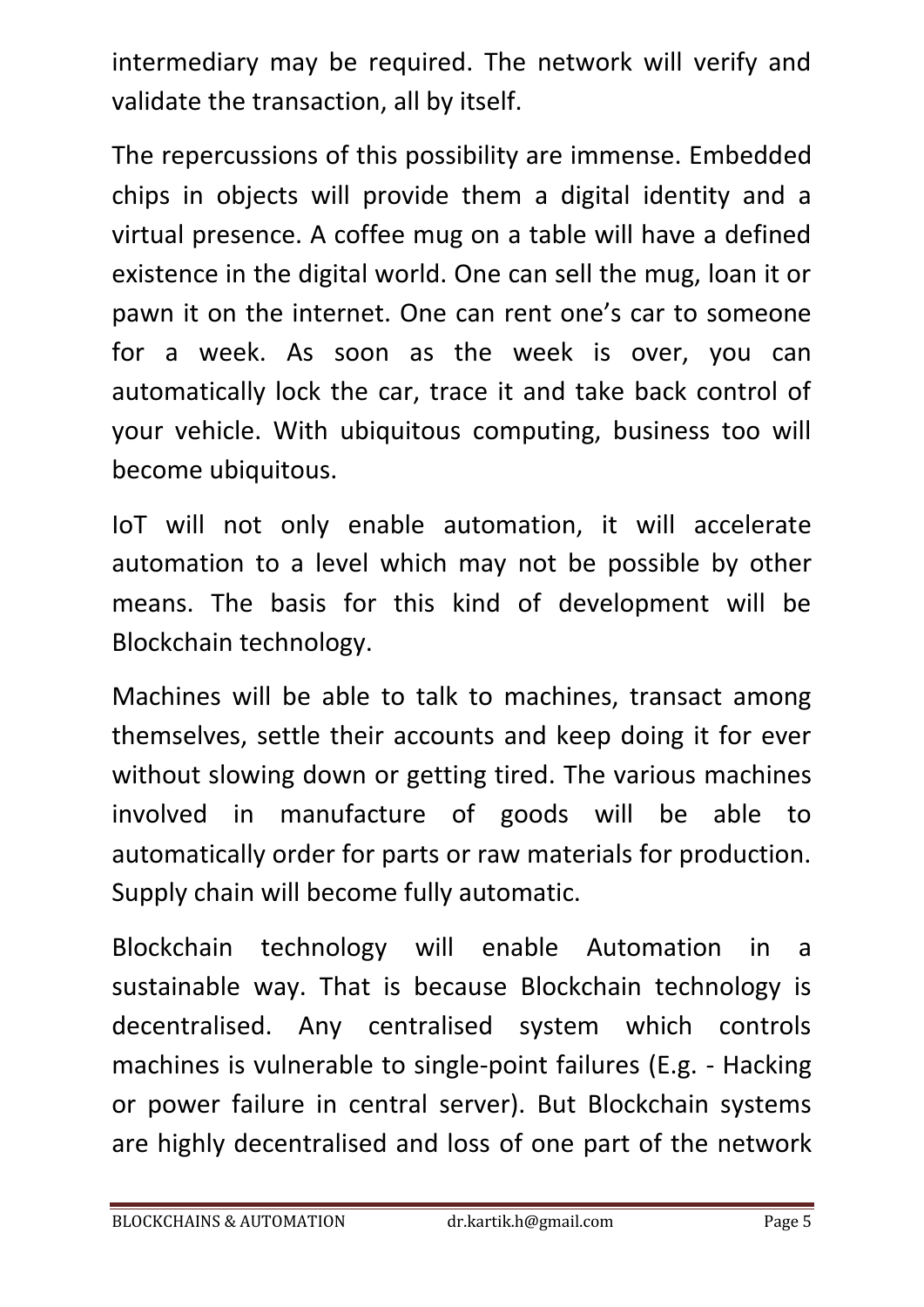intermediary may be required. The network will verify and validate the transaction, all by itself.

The repercussions of this possibility are immense. Embedded chips in objects will provide them a digital identity and a virtual presence. A coffee mug on a table will have a defined existence in the digital world. One can sell the mug, loan it or pawn it on the internet. One can rent one's car to someone for a week. As soon as the week is over, you can automatically lock the car, trace it and take back control of your vehicle. With ubiquitous computing, business too will become ubiquitous.

IoT will not only enable automation, it will accelerate automation to a level which may not be possible by other means. The basis for this kind of development will be Blockchain technology.

Machines will be able to talk to machines, transact among themselves, settle their accounts and keep doing it for ever without slowing down or getting tired. The various machines involved in manufacture of goods will be able to automatically order for parts or raw materials for production. Supply chain will become fully automatic.

Blockchain technology will enable Automation in a sustainable way. That is because Blockchain technology is decentralised. Any centralised system which controls machines is vulnerable to single-point failures (E.g. - Hacking or power failure in central server). But Blockchain systems are highly decentralised and loss of one part of the network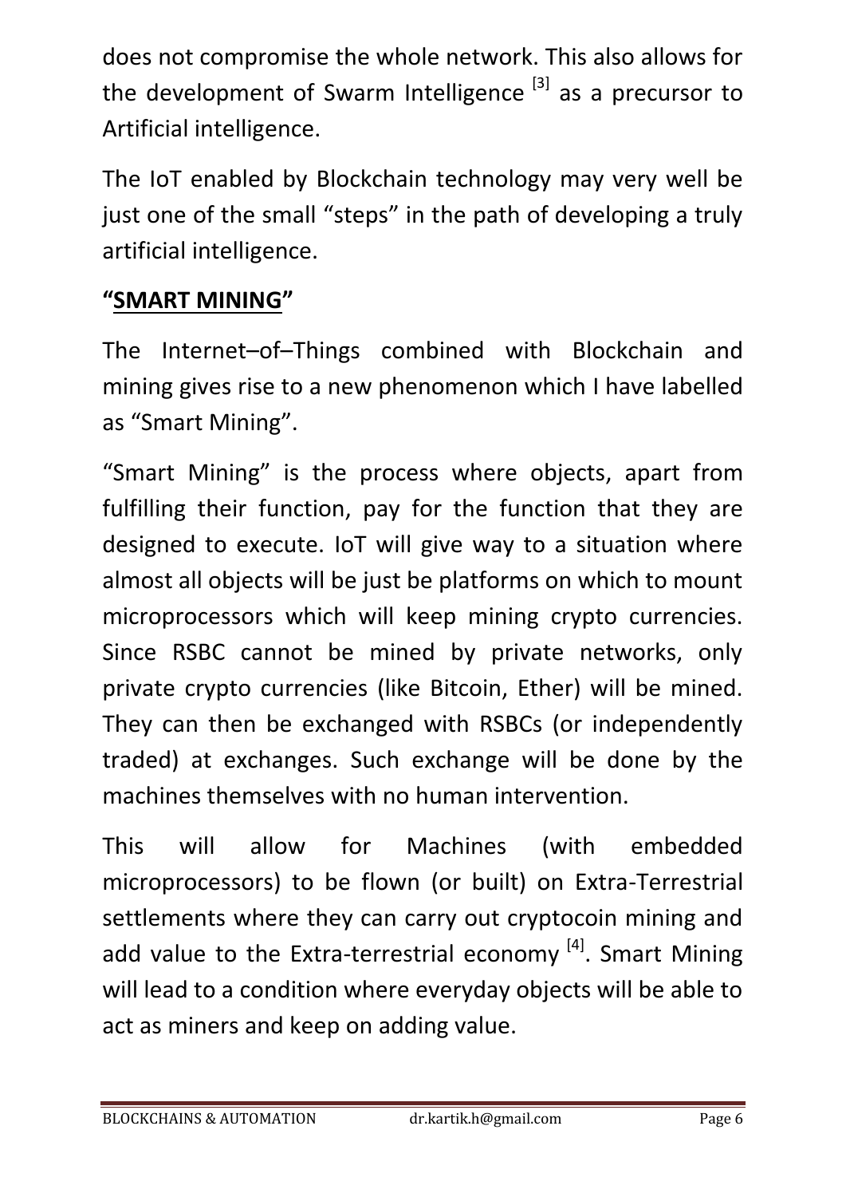does not compromise the whole network. This also allows for the development of Swarm Intelligence [3] as a precursor to Artificial intelligence.

The IoT enabled by Blockchain technology may very well be just one of the small “steps” in the path of developing a truly artificial intelligence.

## “SMART MINING”

The Internet–of–Things combined with Blockchain and mining gives rise to a new phenomenon which I have labelled as “Smart Mining”.

“Smart Mining” is the process where objects, apart from fulfilling their function, pay for the function that they are designed to execute. IoT will give way to a situation where almost all objects will be just be platforms on which to mount microprocessors which will keep mining crypto currencies. Since RSBC cannot be mined by private networks, only private crypto currencies (like Bitcoin, Ether) will be mined. They can then be exchanged with RSBCs (or independently traded) at exchanges. Such exchange will be done by the machines themselves with no human intervention.

This will allow for Machines (with embedded microprocessors) to be flown (or built) on Extra-Terrestrial settlements where they can carry out cryptocoin mining and add value to the Extra-terrestrial economy [4]. Smart Mining will lead to a condition where everyday objects will be able to act as miners and keep on adding value.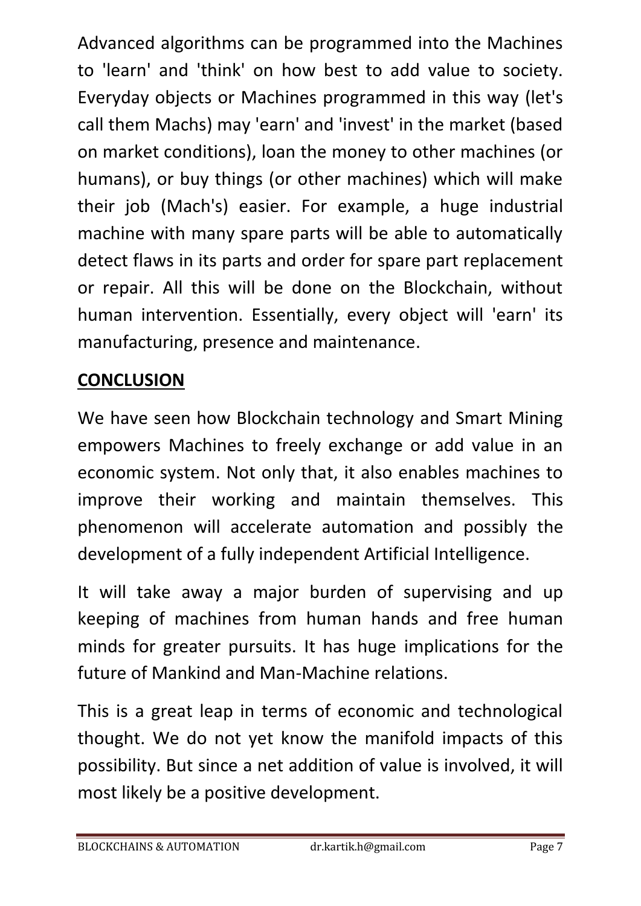Advanced algorithms can be programmed into the Machines to 'learn' and 'think' on how best to add value to society. Everyday objects or Machines programmed in this way (let's call them Machs) may 'earn' and 'invest' in the market (based on market conditions), loan the money to other machines (or humans), or buy things (or other machines) which will make their job (Mach's) easier. For example, a huge industrial machine with many spare parts will be able to automatically detect flaws in its parts and order for spare part replacement or repair. All this will be done on the Blockchain, without human intervention. Essentially, every object will 'earn' its manufacturing, presence and maintenance.

## CONCLUSION

We have seen how Blockchain technology and Smart Mining empowers Machines to freely exchange or add value in an economic system. Not only that, it also enables machines to improve their working and maintain themselves. This phenomenon will accelerate automation and possibly the development of a fully independent Artificial Intelligence.

It will take away a major burden of supervising and up keeping of machines from human hands and free human minds for greater pursuits. It has huge implications for the future of Mankind and Man-Machine relations.

This is a great leap in terms of economic and technological thought. We do not yet know the manifold impacts of this possibility. But since a net addition of value is involved, it will most likely be a positive development.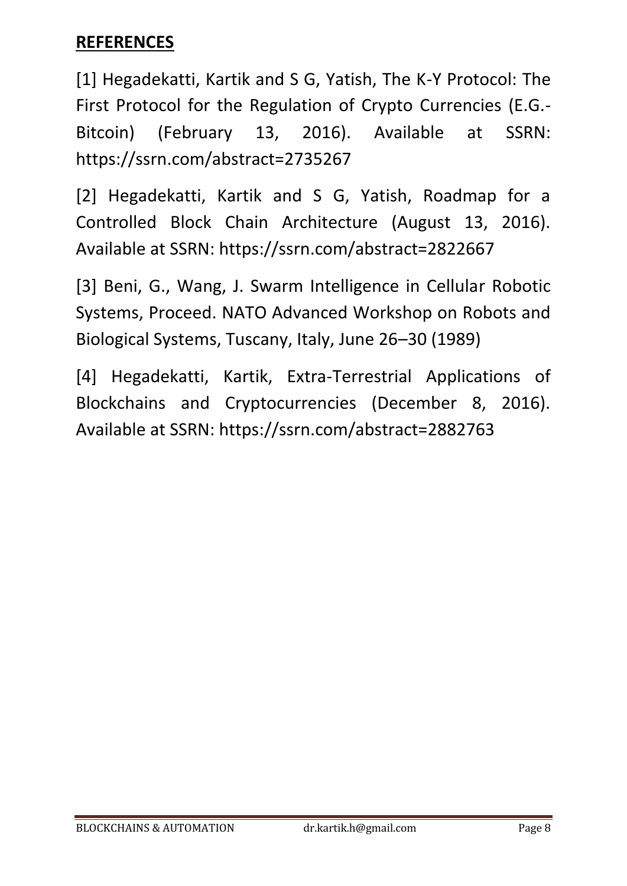## REFERENCES

[1] Hegadekatti, Kartik and S G, Yatish, The K-Y Protocol: The First Protocol for the Regulation of Crypto Currencies (E.G.-Bitcoin) (February 13, 2016). Available at SSRN: https://ssrn.com/abstract=2735267

[2] Hegadekatti, Kartik and S G, Yatish, Roadmap for a Controlled Block Chain Architecture (August 13, 2016). Available at SSRN: https://ssrn.com/abstract=2822667

[3] Beni, G., Wang, J. Swarm Intelligence in Cellular Robotic Systems, Proceed. NATO Advanced Workshop on Robots and Biological Systems, Tuscany, Italy, June 26–30 (1989)

[4] Hegadekatti, Kartik, Extra-Terrestrial Applications of Blockchains and Cryptocurrencies (December 8, 2016). Available at SSRN: https://ssrn.com/abstract=2882763